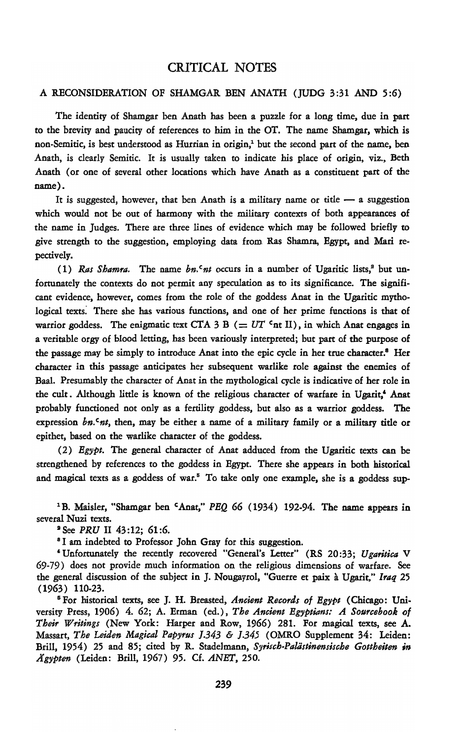# CRITICAL NOTES

## A RECONSIDERATION OF SHAMGAR BEN ANATH (JUDG 3:31 AND 5:6)

The identity of Shamgar ben Anath has been a puzzle for a long time, due in part to the brevity and paucity of references to him in the OT. The name Shamgar, which is non-Semitic, is best understood as Hurrian in origin,[1] but the second part of the name, ben Anath, is clearly Semitic. It is usually taken to indicate his place of origin, viz., Beth Anath (or one of several other locations which have Anath as a constituent part of the name).

It is suggested, however, that ben Anath is a military name or title — a suggestion which would not be out of harmony with the military contexts of both appearances of the name in Judges. There are three lines of evidence which may be followed briefly to give strength to the suggestion, employing data from Ras Shamra, Egypt, and Mari respectively.

(1) *Ras Shamra.* The name *bn.ᶜnt* occurs in a number of Ugaritic lists,[2] but unfortunately the contexts do not permit any speculation as to its significance. The significant evidence, however, comes from the role of the goddess Anat in the Ugaritic mythological texts. There she has various functions, and one of her prime functions is that of warrior goddess. The enigmatic text CTA 3 B (= *UT* ᶜnt II), in which Anat engages in a veritable orgy of blood letting, has been variously interpreted; but part of the purpose of the passage may be simply to introduce Anat into the epic cycle in her true character.[3] Her character in this passage anticipates her subsequent warlike role against the enemies of Baal. Presumably the character of Anat in the mythological cycle is indicative of her role in the cult. Although little is known of the religious character of warfare in Ugarit,[4] Anat probably functioned not only as a fertility goddess, but also as a warrior goddess. The expression *bn.ᶜnt*, then, may be either a name of a military family or a military title or epithet, based on the warlike character of the goddess.

(2) *Egypt.* The general character of Anat adduced from the Ugaritic texts can be strengthened by references to the goddess in Egypt. There she appears in both historical and magical texts as a goddess of war.[5] To take only one example, she is a goddess sup-

---

[1] B. Maisler, "Shamgar ben ᶜAnat," *PEQ* 66 (1934) 192-94. The name appears in several Nuzi texts.

[2] See *PRU* II 43:12; 61:6.

[3] I am indebted to Professor John Gray for this suggestion.

[4] Unfortunately the recently recovered "General's Letter" (RS 20:33; *Ugaritica* V 69-79) does not provide much information on the religious dimensions of warfare. See the general discussion of the subject in J. Nougayrol, "Guerre et paix à Ugarit," *Iraq* 25 (1963) 110-23.

[5] For historical texts, see J. H. Breasted, *Ancient Records of Egypt* (Chicago: University Press, 1906) 4. 62; A. Erman (ed.), *The Ancient Egyptians: A Sourcebook of Their Writings* (New York: Harper and Row, 1966) 281. For magical texts, see A. Massart, *The Leiden Magical Papyrus J.343 & J.345* (OMRO Supplement 34: Leiden: Brill, 1954) 25 and 85; cited by R. Stadelmann, *Syrisch-Palästinensische Gottheiten in Ägypten* (Leiden: Brill, 1967) 95. Cf. *ANET*, 250.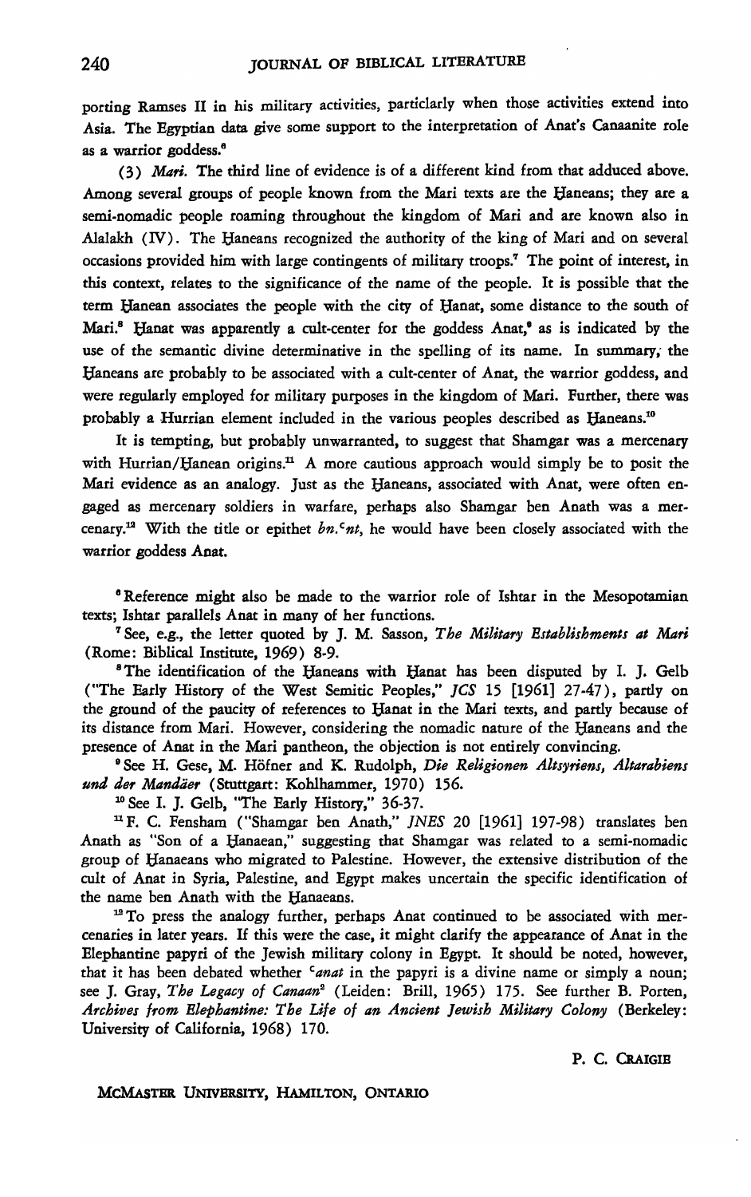porting Ramses II in his military activities, particlarly when those activities extend into Asia. The Egyptian data give some support to the interpretation of Anat's Canaanite role as a warrior goddess.[6]

(3) *Mari.* The third line of evidence is of a different kind from that adduced above. Among several groups of people known from the Mari texts are the Ḫaneans; they are a semi-nomadic people roaming throughout the kingdom of Mari and are known also in Alalakh (IV). The Ḫaneans recognized the authority of the king of Mari and on several occasions provided him with large contingents of military troops.[7] The point of interest, in this context, relates to the significance of the name of the people. It is possible that the term Ḫanean associates the people with the city of Ḫanat, some distance to the south of Mari.[8] Ḫanat was apparently a cult-center for the goddess Anat,[9] as is indicated by the use of the semantic divine determinative in the spelling of its name. In summary, the Ḫaneans are probably to be associated with a cult-center of Anat, the warrior goddess, and were regularly employed for military purposes in the kingdom of Mari. Further, there was probably a Hurrian element included in the various peoples described as Ḫaneans.[10]

It is tempting, but probably unwarranted, to suggest that Shamgar was a mercenary with Hurrian/Ḫanean origins.[11] A more cautious approach would simply be to posit the Mari evidence as an analogy. Just as the Ḫaneans, associated with Anat, were often engaged as mercenary soldiers in warfare, perhaps also Shamgar ben Anath was a mercenary.[12] With the title or epithet *bn.ᶜnt*, he would have been closely associated with the warrior goddess Anat.

[6] Reference might also be made to the warrior role of Ishtar in the Mesopotamian texts; Ishtar parallels Anat in many of her functions.

[7] See, e.g., the letter quoted by J. M. Sasson, *The Military Establishments at Mari* (Rome: Biblical Institute, 1969) 8-9.

[8] The identification of the Ḫaneans with Ḫanat has been disputed by I. J. Gelb ("The Early History of the West Semitic Peoples," *JCS* 15 [1961] 27-47), partly on the ground of the paucity of references to Ḫanat in the Mari texts, and partly because of its distance from Mari. However, considering the nomadic nature of the Ḫaneans and the presence of Anat in the Mari pantheon, the objection is not entirely convincing.

[9] See H. Gese, M. Höfner and K. Rudolph, *Die Religionen Altsyriens, Altarabiens und der Mandäer* (Stuttgart: Kohlhammer, 1970) 156.

[10] See I. J. Gelb, "The Early History," 36-37.

[11] F. C. Fensham ("Shamgar ben Anath," *JNES* 20 [1961] 197-98) translates ben Anath as "Son of a Ḫanaean," suggesting that Shamgar was related to a semi-nomadic group of Ḫanaeans who migrated to Palestine. However, the extensive distribution of the cult of Anat in Syria, Palestine, and Egypt makes uncertain the specific identification of the name ben Anath with the Ḫanaeans.

[12] To press the analogy further, perhaps Anat continued to be associated with mercenaries in later years. If this were the case, it might clarify the appearance of Anat in the Elephantine papyri of the Jewish military colony in Egypt. It should be noted, however, that it has been debated whether *ᶜanat* in the papyri is a divine name or simply a noun; see J. Gray, *The Legacy of Canaan*² (Leiden: Brill, 1965) 175. See further B. Porten, *Archives from Elephantine: The Life of an Ancient Jewish Military Colony* (Berkeley: University of California, 1968) 170.

P. C. CRAIGIE

MCMASTER UNIVERSITY, HAMILTON, ONTARIO